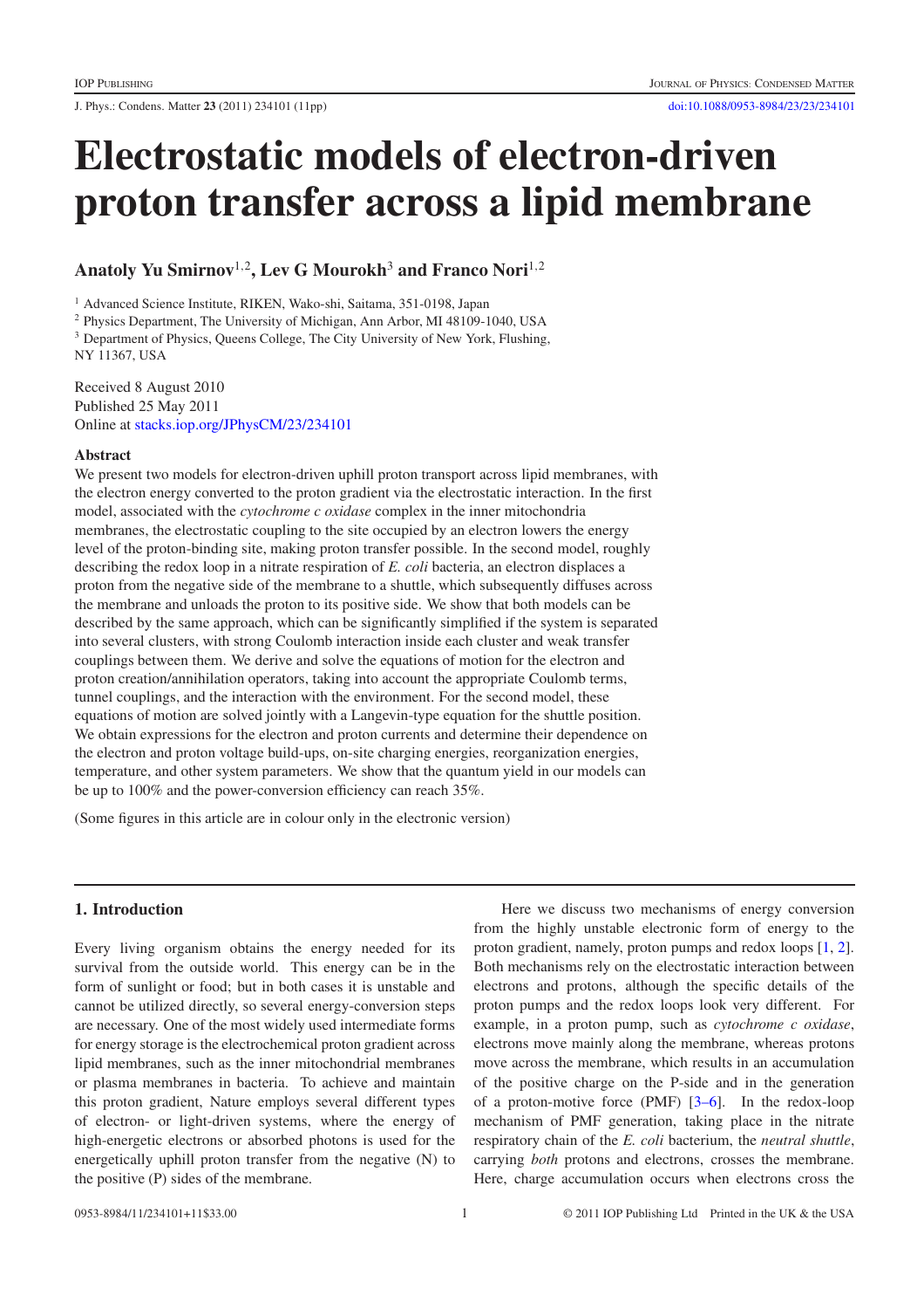// Electrostatic models of electron-driven proton transfer across a lipid membrane

# Electrostatic models of electron-driven proton transfer across a lipid membrane

**Anatoly Yu Smirnov**[1,2], **Lev G Mourokh**[3] **and Franco Nori**[1,2]

[1] Advanced Science Institute, RIKEN, Wako-shi, Saitama, 351-0198, Japan
[2] Physics Department, The University of Michigan, Ann Arbor, MI 48109-1040, USA
[3] Department of Physics, Queens College, The City University of New York, Flushing, NY 11367, USA

Received 8 August 2010
Published 25 May 2011
Online at stacks.iop.org/JPhysCM/23/234101

### Abstract

We present two models for electron-driven uphill proton transport across lipid membranes, with the electron energy converted to the proton gradient via the electrostatic interaction. In the first model, associated with the *cytochrome c oxidase* complex in the inner mitochondria membranes, the electrostatic coupling to the site occupied by an electron lowers the energy level of the proton-binding site, making proton transfer possible. In the second model, roughly describing the redox loop in a nitrate respiration of *E. coli* bacteria, an electron displaces a proton from the negative side of the membrane to a shuttle, which subsequently diffuses across the membrane and unloads the proton to its positive side. We show that both models can be described by the same approach, which can be significantly simplified if the system is separated into several clusters, with strong Coulomb interaction inside each cluster and weak transfer couplings between them. We derive and solve the equations of motion for the electron and proton creation/annihilation operators, taking into account the appropriate Coulomb terms, tunnel couplings, and the interaction with the environment. For the second model, these equations of motion are solved jointly with a Langevin-type equation for the shuttle position. We obtain expressions for the electron and proton currents and determine their dependence on the electron and proton voltage build-ups, on-site charging energies, reorganization energies, temperature, and other system parameters. We show that the quantum yield in our models can be up to 100% and the power-conversion efficiency can reach 35%.

(Some figures in this article are in colour only in the electronic version)

## 1. Introduction

Every living organism obtains the energy needed for its survival from the outside world. This energy can be in the form of sunlight or food; but in both cases it is unstable and cannot be utilized directly, so several energy-conversion steps are necessary. One of the most widely used intermediate forms for energy storage is the electrochemical proton gradient across lipid membranes, such as the inner mitochondrial membranes or plasma membranes in bacteria. To achieve and maintain this proton gradient, Nature employs several different types of electron- or light-driven systems, where the energy of high-energetic electrons or absorbed photons is used for the energetically uphill proton transfer from the negative (N) to the positive (P) sides of the membrane.

Here we discuss two mechanisms of energy conversion from the highly unstable electronic form of energy to the proton gradient, namely, proton pumps and redox loops [1, 2]. Both mechanisms rely on the electrostatic interaction between electrons and protons, although the specific details of the proton pumps and the redox loops look very different. For example, in a proton pump, such as *cytochrome c oxidase*, electrons move mainly along the membrane, whereas protons move across the membrane, which results in an accumulation of the positive charge on the P-side and in the generation of a proton-motive force (PMF) [3–6]. In the redox-loop mechanism of PMF generation, taking place in the nitrate respiratory chain of the *E. coli* bacterium, the *neutral shuttle*, carrying *both* protons and electrons, crosses the membrane. Here, charge accumulation occurs when electrons cross the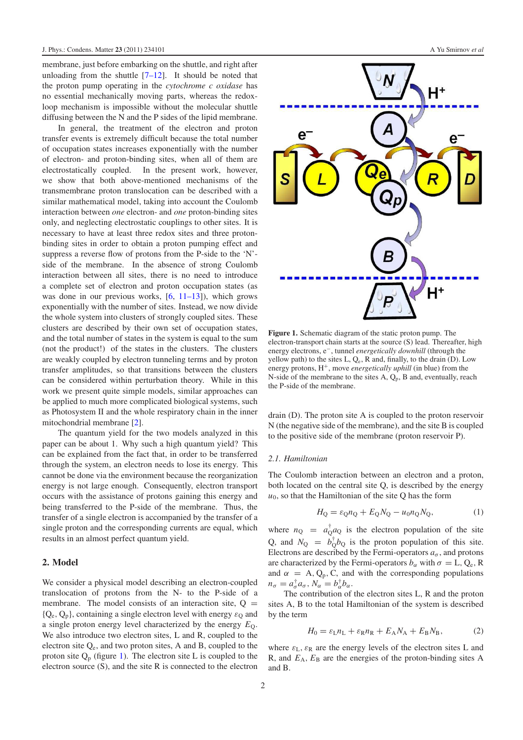membrane, just before embarking on the shuttle, and right after unloading from the shuttle [7–12]. It should be noted that the proton pump operating in the *cytochrome c oxidase* has no essential mechanically moving parts, whereas the redox-loop mechanism is impossible without the molecular shuttle diffusing between the N and the P sides of the lipid membrane.

In general, the treatment of the electron and proton transfer events is extremely difficult because the total number of occupation states increases exponentially with the number of electron- and proton-binding sites, when all of them are electrostatically coupled. In the present work, however, we show that both above-mentioned mechanisms of the transmembrane proton translocation can be described with a similar mathematical model, taking into account the Coulomb interaction between *one* electron- and *one* proton-binding sites only, and neglecting electrostatic couplings to other sites. It is necessary to have at least three redox sites and three proton-binding sites in order to obtain a proton pumping effect and suppress a reverse flow of protons from the P-side to the 'N'-side of the membrane. In the absence of strong Coulomb interaction between all sites, there is no need to introduce a complete set of electron and proton occupation states (as was done in our previous works, [6, 11–13]), which grows exponentially with the number of sites. Instead, we now divide the whole system into clusters of strongly coupled sites. These clusters are described by their own set of occupation states, and the total number of states in the system is equal to the sum (not the product!) of the states in the clusters. The clusters are weakly coupled by electron tunneling terms and by proton transfer amplitudes, so that transitions between the clusters can be considered within perturbation theory. While in this work we present quite simple models, similar approaches can be applied to much more complicated biological systems, such as Photosystem II and the whole respiratory chain in the inner mitochondrial membrane [2].

The quantum yield for the two models analyzed in this paper can be about 1. Why such a high quantum yield? This can be explained from the fact that, in order to be transferred through the system, an electron needs to lose its energy. This cannot be done via the environment because the reorganization energy is not large enough. Consequently, electron transport occurs with the assistance of protons gaining this energy and being transferred to the P-side of the membrane. Thus, the transfer of a single electron is accompanied by the transfer of a single proton and the corresponding currents are equal, which results in an almost perfect quantum yield.

## 2. Model

We consider a physical model describing an electron-coupled translocation of protons from the N- to the P-side of a membrane. The model consists of an interaction site, $Q = \{Q_e, Q_p\}$, containing a single electron level with energy $\varepsilon_Q$ and a single proton energy level characterized by the energy $E_Q$. We also introduce two electron sites, L and R, coupled to the electron site $Q_e$, and two proton sites, A and B, coupled to the proton site $Q_p$ (figure 1). The electron site L is coupled to the electron source (S), and the site R is connected to the electron drain (D). The proton site A is coupled to the proton reservoir N (the negative side of the membrane), and the site B is coupled to the positive side of the membrane (proton reservoir P).

**Figure 1.** Schematic diagram of the static proton pump. The electron-transport chain starts at the source (S) lead. Thereafter, high energy electrons, $e^-$, tunnel *energetically downhill* (through the yellow path) to the sites L, $Q_e$, R and, finally, to the drain (D). Low energy protons, $H^+$, move *energetically uphill* (in blue) from the N-side of the membrane to the sites A, $Q_p$, B and, eventually, reach the P-side of the membrane.

### 2.1. Hamiltonian

The Coulomb interaction between an electron and a proton, both located on the central site Q, is described by the energy $u_0$, so that the Hamiltonian of the site Q has the form

$$H_Q = \varepsilon_Q n_Q + E_Q N_Q - u_0 n_Q N_Q, \tag{1}$$

where $n_Q = a_Q^\dagger a_Q$ is the electron population of the site Q, and $N_Q = b_Q^\dagger b_Q$ is the proton population of this site. Electrons are described by the Fermi-operators $a_\sigma$, and protons are characterized by the Fermi-operators $b_\alpha$ with $\sigma = $ L, $Q_e$, R and $\alpha = $ A, $Q_p$, C, and with the corresponding populations $n_\sigma = a_\sigma^\dagger a_\sigma$, $N_\alpha = b_\alpha^\dagger b_\alpha$.

The contribution of the electron sites L, R and the proton sites A, B to the total Hamiltonian of the system is described by the term

$$H_0 = \varepsilon_L n_L + \varepsilon_R n_R + E_A N_A + E_B N_B, \tag{2}$$

where $\varepsilon_L$, $\varepsilon_R$ are the energy levels of the electron sites L and R, and $E_A$, $E_B$ are the energies of the proton-binding sites A and B.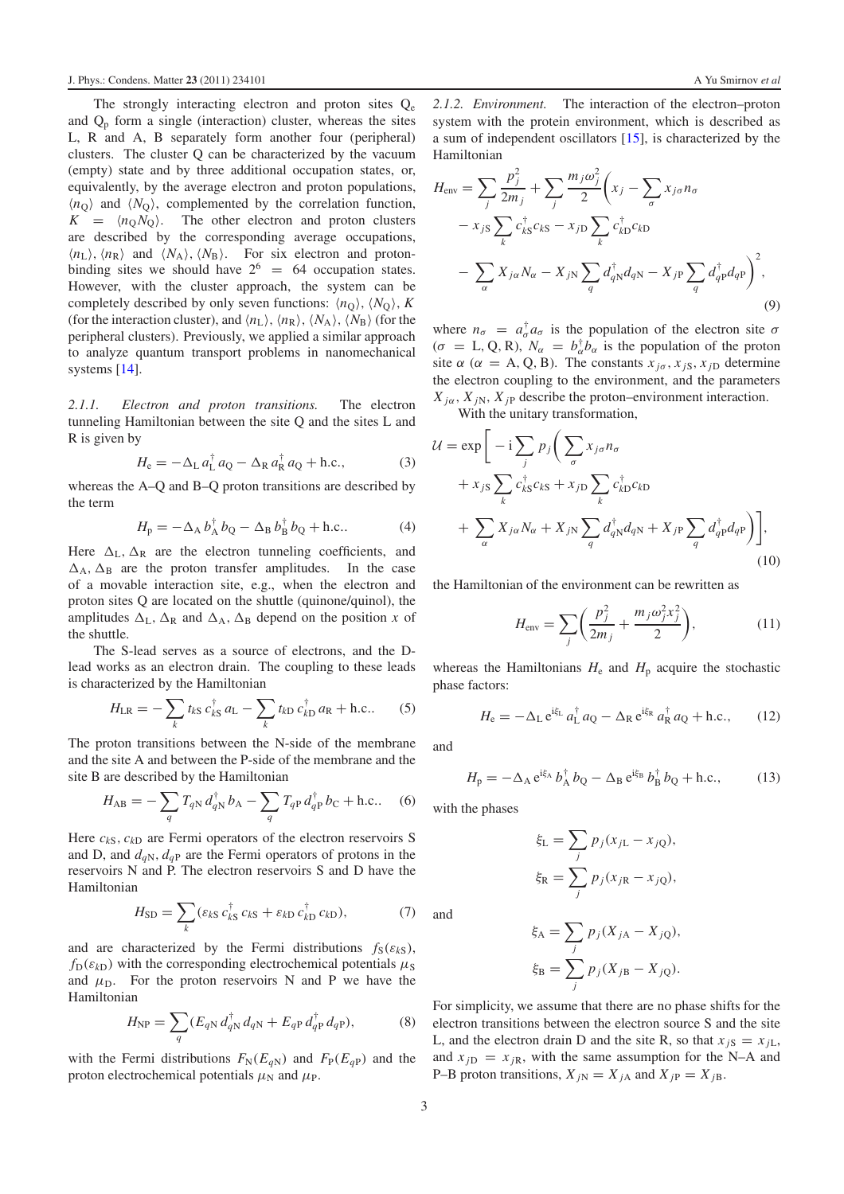The strongly interacting electron and proton sites $Q_e$ and $Q_p$ form a single (interaction) cluster, whereas the sites L, R and A, B separately form another four (peripheral) clusters. The cluster Q can be characterized by the vacuum (empty) state and by three additional occupation states, or, equivalently, by the average electron and proton populations, $\langle n_Q \rangle$ and $\langle N_Q \rangle$, complemented by the correlation function, $K = \langle n_Q N_Q \rangle$. The other electron and proton clusters are described by the corresponding average occupations, $\langle n_L \rangle$, $\langle n_R \rangle$ and $\langle N_A \rangle$, $\langle N_B \rangle$. For six electron and proton-binding sites we should have $2^6 = 64$ occupation states. However, with the cluster approach, the system can be completely described by only seven functions: $\langle n_Q \rangle$, $\langle N_Q \rangle$, $K$ (for the interaction cluster), and $\langle n_L \rangle$, $\langle n_R \rangle$, $\langle N_A \rangle$, $\langle N_B \rangle$ (for the peripheral clusters). Previously, we applied a similar approach to analyze quantum transport problems in nanomechanical systems [14].

#### 2.1.1. Electron and proton transitions.

The electron tunneling Hamiltonian between the site Q and the sites L and R is given by

$$H_e = -\Delta_L a_L^\dagger a_Q - \Delta_R a_R^\dagger a_Q + \text{h.c.}, \tag{3}$$

whereas the A–Q and B–Q proton transitions are described by the term

$$H_p = -\Delta_A b_A^\dagger b_Q - \Delta_B b_B^\dagger b_Q + \text{h.c.}. \tag{4}$$

Here $\Delta_L, \Delta_R$ are the electron tunneling coefficients, and $\Delta_A, \Delta_B$ are the proton transfer amplitudes. In the case of a movable interaction site, e.g., when the electron and proton sites Q are located on the shuttle (quinone/quinol), the amplitudes $\Delta_L$, $\Delta_R$ and $\Delta_A$, $\Delta_B$ depend on the position $x$ of the shuttle.

The S-lead serves as a source of electrons, and the D-lead works as an electron drain. The coupling to these leads is characterized by the Hamiltonian

$$H_{LR} = -\sum_k t_{kS}\, c_{kS}^\dagger a_L - \sum_k t_{kD}\, c_{kD}^\dagger a_R + \text{h.c.}. \tag{5}$$

The proton transitions between the N-side of the membrane and the site A and between the P-side of the membrane and the site B are described by the Hamiltonian

$$H_{AB} = -\sum_q T_{qN}\, d_{qN}^\dagger b_A - \sum_q T_{qP}\, d_{qP}^\dagger b_C + \text{h.c.}. \tag{6}$$

Here $c_{kS}$, $c_{kD}$ are Fermi operators of the electron reservoirs S and D, and $d_{qN}$, $d_{qP}$ are the Fermi operators of protons in the reservoirs N and P. The electron reservoirs S and D have the Hamiltonian

$$H_{SD} = \sum_k (\varepsilon_{kS}\, c_{kS}^\dagger c_{kS} + \varepsilon_{kD}\, c_{kD}^\dagger c_{kD}), \tag{7}$$

and are characterized by the Fermi distributions $f_S(\varepsilon_{kS})$, $f_D(\varepsilon_{kD})$ with the corresponding electrochemical potentials $\mu_S$ and $\mu_D$. For the proton reservoirs N and P we have the Hamiltonian

$$H_{NP} = \sum_q (E_{qN}\, d_{qN}^\dagger d_{qN} + E_{qP}\, d_{qP}^\dagger d_{qP}), \tag{8}$$

with the Fermi distributions $F_N(E_{qN})$ and $F_P(E_{qP})$ and the proton electrochemical potentials $\mu_N$ and $\mu_P$.

#### 2.1.2. Environment.

The interaction of the electron–proton system with the protein environment, which is described as a sum of independent oscillators [15], is characterized by the Hamiltonian

$$\begin{aligned} H_{env} = \sum_j \frac{p_j^2}{2m_j} + \sum_j \frac{m_j \omega_j^2}{2}\bigg( & x_j - \sum_\sigma x_{j\sigma} n_\sigma \\ & - x_{jS} \sum_k c_{kS}^\dagger c_{kS} - x_{jD} \sum_k c_{kD}^\dagger c_{kD} \\ & - \sum_\alpha X_{j\alpha} N_\alpha - X_{jN} \sum_q d_{qN}^\dagger d_{qN} - X_{jP} \sum_q d_{qP}^\dagger d_{qP} \bigg)^2, \end{aligned} \tag{9}$$

where $n_\sigma = a_\sigma^\dagger a_\sigma$ is the population of the electron site $\sigma$ ($\sigma$ = L, Q, R), $N_\alpha = b_\alpha^\dagger b_\alpha$ is the population of the proton site $\alpha$ ($\alpha$ = A, Q, B). The constants $x_{j\sigma}$, $x_{jS}$, $x_{jD}$ determine the electron coupling to the environment, and the parameters $X_{j\alpha}$, $X_{jN}$, $X_{jP}$ describe the proton–environment interaction.

With the unitary transformation,

$$\begin{aligned} \mathcal{U} = \exp\bigg[ -i \sum_j p_j \bigg( & \sum_\sigma x_{j\sigma} n_\sigma \\ & + x_{jS} \sum_k c_{kS}^\dagger c_{kS} + x_{jD} \sum_k c_{kD}^\dagger c_{kD} \\ & + \sum_\alpha X_{j\alpha} N_\alpha + X_{jN} \sum_q d_{qN}^\dagger d_{qN} + X_{jP} \sum_q d_{qP}^\dagger d_{qP} \bigg) \bigg], \end{aligned} \tag{10}$$

the Hamiltonian of the environment can be rewritten as

$$H_{env} = \sum_j \left( \frac{p_j^2}{2m_j} + \frac{m_j \omega_j^2 x_j^2}{2} \right), \tag{11}$$

whereas the Hamiltonians $H_e$ and $H_p$ acquire the stochastic phase factors:

$$H_e = -\Delta_L\, e^{i\xi_L} a_L^\dagger a_Q - \Delta_R\, e^{i\xi_R} a_R^\dagger a_Q + \text{h.c.}, \tag{12}$$

and

$$H_p = -\Delta_A\, e^{i\xi_A} b_A^\dagger b_Q - \Delta_B\, e^{i\xi_B} b_B^\dagger b_Q + \text{h.c.}, \tag{13}$$

with the phases

$$\xi_L = \sum_j p_j (x_{jL} - x_{jQ}),$$
$$\xi_R = \sum_j p_j (x_{jR} - x_{jQ}),$$

and

$$\xi_A = \sum_j p_j (X_{jA} - X_{jQ}),$$
$$\xi_B = \sum_j p_j (X_{jB} - X_{jQ}).$$

For simplicity, we assume that there are no phase shifts for the electron transitions between the electron source S and the site L, and the electron drain D and the site R, so that $x_{jS} = x_{jL}$, and $x_{jD} = x_{jR}$, with the same assumption for the N–A and P–B proton transitions, $X_{jN} = X_{jA}$ and $X_{jP} = X_{jB}$.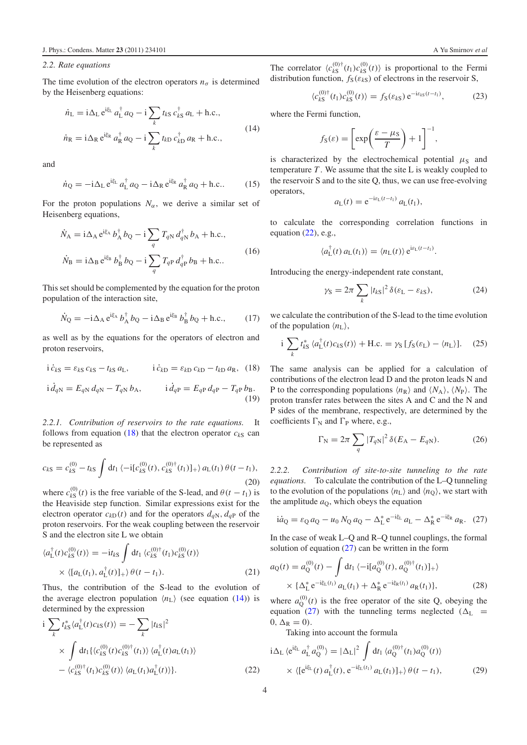### 2.2. Rate equations

The time evolution of the electron operators $n_\sigma$ is determined by the Heisenberg equations:

$$
\begin{aligned}
\dot{n}_{\mathrm{L}} &= \mathrm{i}\Delta_{\mathrm{L}}\,\mathrm{e}^{\mathrm{i}\xi_{\mathrm{L}}}\,a_{\mathrm{L}}^{\dagger}\,a_{\mathrm{Q}} - \mathrm{i}\sum_k t_{k\mathrm{S}}\,c_{k\mathrm{S}}^{\dagger}\,a_{\mathrm{L}} + \mathrm{h.c.},\\
\dot{n}_{\mathrm{R}} &= \mathrm{i}\Delta_{\mathrm{R}}\,\mathrm{e}^{\mathrm{i}\xi_{\mathrm{R}}}\,a_{\mathrm{R}}^{\dagger}\,a_{\mathrm{Q}} - \mathrm{i}\sum_k t_{k\mathrm{D}}\,c_{k\mathrm{D}}^{\dagger}\,a_{\mathrm{R}} + \mathrm{h.c.},
\end{aligned}
\tag{14}
$$

and

$$
\dot{n}_{\mathrm{Q}} = -\mathrm{i}\Delta_{\mathrm{L}}\,\mathrm{e}^{\mathrm{i}\xi_{\mathrm{L}}}\,a_{\mathrm{L}}^{\dagger}\,a_{\mathrm{Q}} - \mathrm{i}\Delta_{\mathrm{R}}\,\mathrm{e}^{\mathrm{i}\xi_{\mathrm{R}}}\,a_{\mathrm{R}}^{\dagger}\,a_{\mathrm{Q}} + \mathrm{h.c.}. \tag{15}
$$

For the proton populations $N_\alpha$, we derive a similar set of Heisenberg equations,

$$
\begin{aligned}
\dot{N}_{\mathrm{A}} &= \mathrm{i}\Delta_{\mathrm{A}}\,\mathrm{e}^{\mathrm{i}\xi_{\mathrm{A}}}\,b_{\mathrm{A}}^{\dagger}\,b_{\mathrm{Q}} - \mathrm{i}\sum_q T_{q\mathrm{N}}\,d_{q\mathrm{N}}^{\dagger}\,b_{\mathrm{A}} + \mathrm{h.c.},\\
\dot{N}_{\mathrm{B}} &= \mathrm{i}\Delta_{\mathrm{B}}\,\mathrm{e}^{\mathrm{i}\xi_{\mathrm{B}}}\,b_{\mathrm{B}}^{\dagger}\,b_{\mathrm{Q}} - \mathrm{i}\sum_q T_{q\mathrm{P}}\,d_{q\mathrm{P}}^{\dagger}\,b_{\mathrm{B}} + \mathrm{h.c.}.
\end{aligned}
\tag{16}
$$

This set should be complemented by the equation for the proton population of the interaction site,

$$
\dot{N}_{\mathrm{Q}} = -\mathrm{i}\Delta_{\mathrm{A}}\,\mathrm{e}^{\mathrm{i}\xi_{\mathrm{A}}}\,b_{\mathrm{A}}^{\dagger}\,b_{\mathrm{Q}} - \mathrm{i}\Delta_{\mathrm{B}}\,\mathrm{e}^{\mathrm{i}\xi_{\mathrm{B}}}\,b_{\mathrm{B}}^{\dagger}\,b_{\mathrm{Q}} + \mathrm{h.c.}, \tag{17}
$$

as well as by the equations for the operators of electron and proton reservoirs,

$$
\mathrm{i}\,\dot{c}_{k\mathrm{S}} = \varepsilon_{k\mathrm{S}}\,c_{k\mathrm{S}} - t_{k\mathrm{S}}\,a_{\mathrm{L}}, \qquad \mathrm{i}\,\dot{c}_{k\mathrm{D}} = \varepsilon_{k\mathrm{D}}\,c_{k\mathrm{D}} - t_{k\mathrm{D}}\,a_{\mathrm{R}}, \tag{18}
$$

$$
\mathrm{i}\,\dot{d}_{q\mathrm{N}} = E_{q\mathrm{N}}\,d_{q\mathrm{N}} - T_{q\mathrm{N}}\,b_{\mathrm{A}}, \qquad \mathrm{i}\,\dot{d}_{q\mathrm{P}} = E_{q\mathrm{P}}\,d_{q\mathrm{P}} - T_{q\mathrm{P}}\,b_{\mathrm{B}}. \tag{19}
$$

#### 2.2.1. Contribution of reservoirs to the rate equations.

It follows from equation (18) that the electron operator $c_{k\mathrm{S}}$ can be represented as

$$
c_{k\mathrm{S}} = c_{k\mathrm{S}}^{(0)} - t_{k\mathrm{S}} \int \mathrm{d}t_1\, \langle -\mathrm{i}[c_{k\mathrm{S}}^{(0)}(t), c_{k\mathrm{S}}^{(0)\dagger}(t_1)]_+\rangle\, a_{\mathrm{L}}(t_1)\,\theta(t-t_1), \tag{20}
$$

where $c_{k\mathrm{S}}^{(0)}(t)$ is the free variable of the S-lead, and $\theta(t-t_1)$ is the Heaviside step function. Similar expressions exist for the electron operator $c_{k\mathrm{D}}(t)$ and for the operators $d_{q\mathrm{N}}$, $d_{q\mathrm{P}}$ of the proton reservoirs. For the weak coupling between the reservoir S and the electron site L we obtain

$$
\begin{aligned}
\langle a_{\mathrm{L}}^{\dagger}(t) c_{k\mathrm{S}}^{(0)}(t)\rangle = -\mathrm{i}t_{k\mathrm{S}} \int \mathrm{d}t_1\, &\langle c_{k\mathrm{S}}^{(0)\dagger}(t_1) c_{k\mathrm{S}}^{(0)}(t)\rangle\\
&\times \langle [a_{\mathrm{L}}(t_1), a_{\mathrm{L}}^{\dagger}(t)]_+\rangle\,\theta(t-t_1).
\end{aligned}
\tag{21}
$$

Thus, the contribution of the S-lead to the evolution of the average electron population $\langle n_{\mathrm{L}}\rangle$ (see equation (14)) is determined by the expression

$$
\begin{aligned}
\mathrm{i}\sum_k t_{k\mathrm{S}}^{*}\langle a_{\mathrm{L}}^{\dagger}(t) c_{k\mathrm{S}}(t)\rangle = -\sum_k |t_{k\mathrm{S}}|^2 &\\
\times \int \mathrm{d}t_1 \{ \langle c_{k\mathrm{S}}^{(0)}(t) c_{k\mathrm{S}}^{(0)\dagger}(t_1)\rangle\, &\langle a_{\mathrm{L}}^{\dagger}(t) a_{\mathrm{L}}(t_1)\rangle\\
- \langle c_{k\mathrm{S}}^{(0)\dagger}(t_1) c_{k\mathrm{S}}^{(0)}(t)\rangle\, &\langle a_{\mathrm{L}}(t_1) a_{\mathrm{L}}^{\dagger}(t)\rangle\}.
\end{aligned}
\tag{22}
$$

The correlator $\langle c_{k\mathrm{S}}^{(0)\dagger}(t_1) c_{k\mathrm{S}}^{(0)}(t)\rangle$ is proportional to the Fermi distribution function, $f_{\mathrm{S}}(\varepsilon_{k\mathrm{S}})$ of electrons in the reservoir S,

$$
\langle c_{k\mathrm{S}}^{(0)\dagger}(t_1) c_{k\mathrm{S}}^{(0)}(t)\rangle = f_{\mathrm{S}}(\varepsilon_{k\mathrm{S}})\,\mathrm{e}^{-\mathrm{i}\varepsilon_{k\mathrm{S}}(t-t_1)}, \tag{23}
$$

where the Fermi function,

$$
f_{\mathrm{S}}(\varepsilon) = \left[\exp\left(\frac{\varepsilon - \mu_{\mathrm{S}}}{T}\right) + 1\right]^{-1},
$$

is characterized by the electrochemical potential $\mu_{\mathrm{S}}$ and temperature $T$. We assume that the site L is weakly coupled to the reservoir S and to the site Q, thus, we can use free-evolving operators,

$$
a_{\mathrm{L}}(t) = \mathrm{e}^{-\mathrm{i}\varepsilon_{\mathrm{L}}(t-t_1)}\,a_{\mathrm{L}}(t_1),
$$

to calculate the corresponding correlation functions in equation (22), e.g.,

$$
\langle a_{\mathrm{L}}^{\dagger}(t)\,a_{\mathrm{L}}(t_1)\rangle = \langle n_{\mathrm{L}}(t)\rangle\,\mathrm{e}^{\mathrm{i}\varepsilon_{\mathrm{L}}(t-t_1)}.
$$

Introducing the energy-independent rate constant,

$$
\gamma_{\mathrm{S}} = 2\pi \sum_k |t_{k\mathrm{S}}|^2\,\delta(\varepsilon_{\mathrm{L}} - \varepsilon_{k\mathrm{S}}), \tag{24}
$$

we calculate the contribution of the S-lead to the time evolution of the population $\langle n_{\mathrm{L}}\rangle$,

$$
\mathrm{i}\sum_k t_{k\mathrm{S}}^{*}\,\langle a_{\mathrm{L}}^{\dagger}(t) c_{k\mathrm{S}}(t)\rangle + \mathrm{H.c.} = \gamma_{\mathrm{S}}\,[f_{\mathrm{S}}(\varepsilon_{\mathrm{L}}) - \langle n_{\mathrm{L}}\rangle]. \tag{25}
$$

The same analysis can be applied for a calculation of contributions of the electron lead D and the proton leads N and P to the corresponding populations $\langle n_{\mathrm{R}}\rangle$ and $\langle N_{\mathrm{A}}\rangle$, $\langle N_{\mathrm{P}}\rangle$. The proton transfer rates between the sites A and C and the N and P sides of the membrane, respectively, are determined by the coefficients $\Gamma_{\mathrm{N}}$ and $\Gamma_{\mathrm{P}}$ where, e.g.,

$$
\Gamma_{\mathrm{N}} = 2\pi \sum_q |T_{q\mathrm{N}}|^2\,\delta(E_{\mathrm{A}} - E_{q\mathrm{N}}). \tag{26}
$$

#### 2.2.2. Contribution of site-to-site tunneling to the rate equations.

To calculate the contribution of the L–Q tunneling to the evolution of the populations $\langle n_{\mathrm{L}}\rangle$ and $\langle n_{\mathrm{Q}}\rangle$, we start with the amplitude $a_{\mathrm{Q}}$, which obeys the equation

$$
\mathrm{i}\dot{a}_{\mathrm{Q}} = \varepsilon_{\mathrm{Q}}\,a_{\mathrm{Q}} - u_0\,N_{\mathrm{Q}}\,a_{\mathrm{Q}} - \Delta_{\mathrm{L}}^{*}\,\mathrm{e}^{-\mathrm{i}\xi_{\mathrm{L}}}\,a_{\mathrm{L}} - \Delta_{\mathrm{R}}^{*}\,\mathrm{e}^{-\mathrm{i}\xi_{\mathrm{R}}}\,a_{\mathrm{R}}. \tag{27}
$$

In the case of weak L–Q and R–Q tunnel couplings, the formal solution of equation (27) can be written in the form

$$
\begin{aligned}
a_{\mathrm{Q}}(t) = a_{\mathrm{Q}}^{(0)}(t) - \int \mathrm{d}t_1\, &\langle -\mathrm{i}[a_{\mathrm{Q}}^{(0)}(t), a_{\mathrm{Q}}^{(0)\dagger}(t_1)]_+\rangle\\
&\times \{\Delta_{\mathrm{L}}^{*}\,\mathrm{e}^{-\mathrm{i}\xi_{\mathrm{L}}(t_1)}\,a_{\mathrm{L}}(t_1) + \Delta_{\mathrm{R}}^{*}\,\mathrm{e}^{-\mathrm{i}\xi_{\mathrm{R}}(t_1)}\,a_{\mathrm{R}}(t_1)\},
\end{aligned}
\tag{28}
$$

where $a_{\mathrm{Q}}^{(0)}(t)$ is the free operator of the site Q, obeying the equation (27) with the tunneling terms neglected ($\Delta_{\mathrm{L}} = 0$, $\Delta_{\mathrm{R}} = 0$).

Taking into account the formula

$$
\begin{aligned}
\mathrm{i}\Delta_{\mathrm{L}}\,\langle \mathrm{e}^{\mathrm{i}\xi_{\mathrm{L}}}\,a_{\mathrm{L}}^{\dagger}\,a_{\mathrm{Q}}^{(0)}\rangle = |\Delta_{\mathrm{L}}|^2 \int \mathrm{d}t_1\, &\langle a_{\mathrm{Q}}^{(0)\dagger}(t_1) a_{\mathrm{Q}}^{(0)}(t)\rangle\\
&\times \langle [\mathrm{e}^{\mathrm{i}\xi_{\mathrm{L}}}(t)\,a_{\mathrm{L}}^{\dagger}(t), \mathrm{e}^{-\mathrm{i}\xi_{\mathrm{L}}(t_1)}\,a_{\mathrm{L}}(t_1)]_+\rangle\,\theta(t-t_1),
\end{aligned}
\tag{29}
$$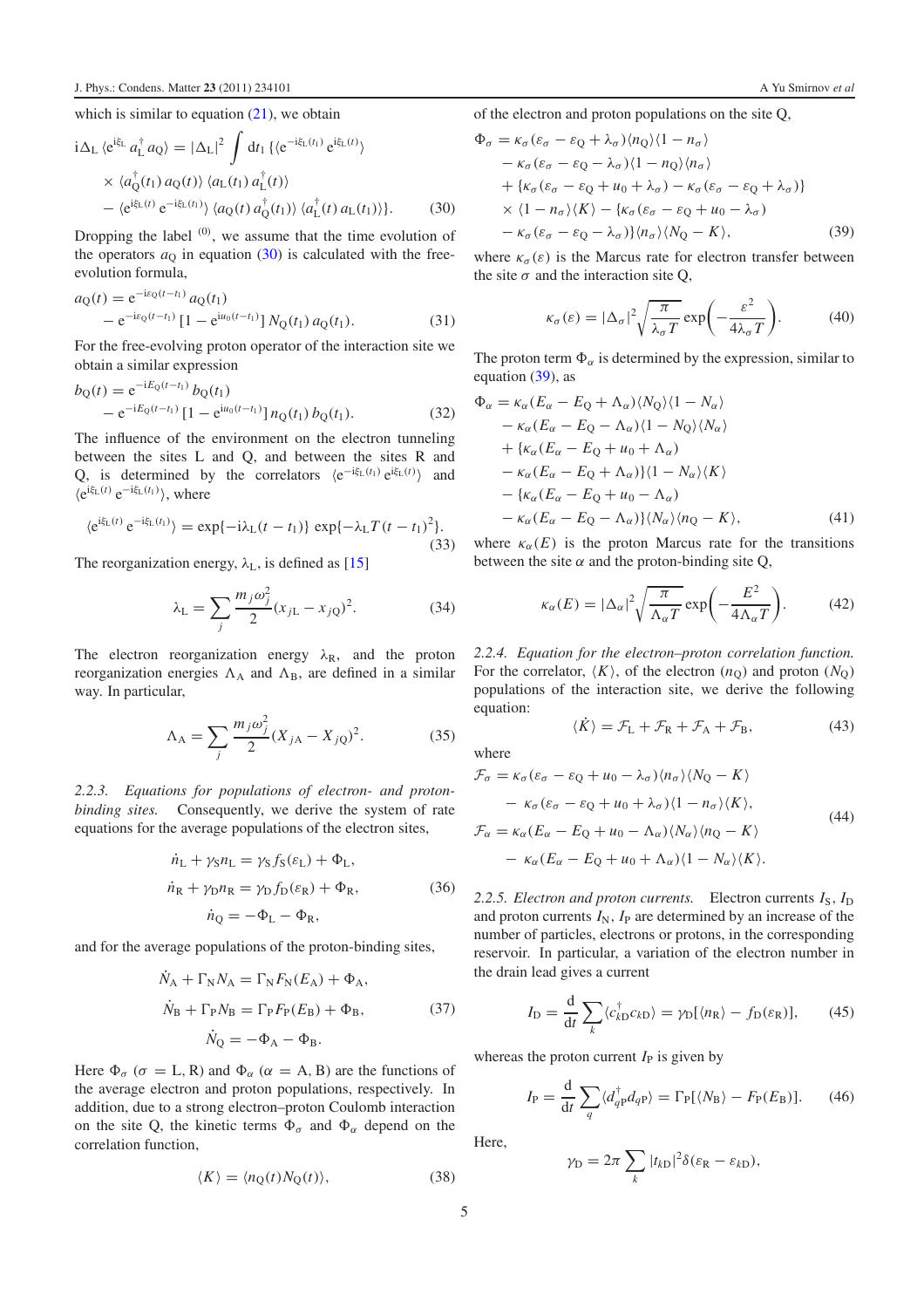which is similar to equation (21), we obtain

$$
\begin{aligned}
\mathrm{i}\Delta_{\mathrm{L}}\,\langle \mathrm{e}^{\mathrm{i}\xi_{\mathrm{L}}}\, a_{\mathrm{L}}^{\dagger}\, a_{\mathrm{Q}}\rangle &= |\Delta_{\mathrm{L}}|^2 \int \mathrm{d}t_1\, \{\langle \mathrm{e}^{-\mathrm{i}\xi_{\mathrm{L}}(t_1)}\, \mathrm{e}^{\mathrm{i}\xi_{\mathrm{L}}(t)}\rangle \\
&\quad \times \langle a_{\mathrm{Q}}^{\dagger}(t_1)\, a_{\mathrm{Q}}(t)\rangle\, \langle a_{\mathrm{L}}(t_1)\, a_{\mathrm{L}}^{\dagger}(t)\rangle \\
&\quad - \langle \mathrm{e}^{\mathrm{i}\xi_{\mathrm{L}}(t)}\, \mathrm{e}^{-\mathrm{i}\xi_{\mathrm{L}}(t_1)}\rangle\, \langle a_{\mathrm{Q}}(t)\, a_{\mathrm{Q}}^{\dagger}(t_1)\rangle\, \langle a_{\mathrm{L}}^{\dagger}(t)\, a_{\mathrm{L}}(t_1)\rangle\}. 
\end{aligned}
\tag{30}
$$

Dropping the label $^{(0)}$, we assume that the time evolution of the operators $a_{\mathrm{Q}}$ in equation (30) is calculated with the free-evolution formula,

$$
\begin{aligned}
a_{\mathrm{Q}}(t) &= \mathrm{e}^{-\mathrm{i}\varepsilon_{\mathrm{Q}}(t-t_1)}\, a_{\mathrm{Q}}(t_1) \\
&\quad - \mathrm{e}^{-\mathrm{i}\varepsilon_{\mathrm{Q}}(t-t_1)}\, [1 - \mathrm{e}^{\mathrm{i}u_0(t-t_1)}]\, N_{\mathrm{Q}}(t_1)\, a_{\mathrm{Q}}(t_1).
\end{aligned}
\tag{31}
$$

For the free-evolving proton operator of the interaction site we obtain a similar expression

$$
\begin{aligned}
b_{\mathrm{Q}}(t) &= \mathrm{e}^{-\mathrm{i}E_{\mathrm{Q}}(t-t_1)}\, b_{\mathrm{Q}}(t_1) \\
&\quad - \mathrm{e}^{-\mathrm{i}E_{\mathrm{Q}}(t-t_1)}\, [1 - \mathrm{e}^{\mathrm{i}u_0(t-t_1)}]\, n_{\mathrm{Q}}(t_1)\, b_{\mathrm{Q}}(t_1).
\end{aligned}
\tag{32}
$$

The influence of the environment on the electron tunneling between the sites L and Q, and between the sites R and Q, is determined by the correlators $\langle \mathrm{e}^{-\mathrm{i}\xi_{\mathrm{L}}(t_1)}\, \mathrm{e}^{\mathrm{i}\xi_{\mathrm{L}}(t)}\rangle$ and $\langle \mathrm{e}^{\mathrm{i}\xi_{\mathrm{L}}(t)}\, \mathrm{e}^{-\mathrm{i}\xi_{\mathrm{L}}(t_1)}\rangle$, where

$$
\langle \mathrm{e}^{\mathrm{i}\xi_{\mathrm{L}}(t)}\, \mathrm{e}^{-\mathrm{i}\xi_{\mathrm{L}}(t_1)}\rangle = \exp\{-\mathrm{i}\lambda_{\mathrm{L}}(t-t_1)\}\, \exp\{-\lambda_{\mathrm{L}} T (t-t_1)^2\}.
\tag{33}
$$

The reorganization energy, $\lambda_{\mathrm{L}}$, is defined as [15]

$$
\lambda_{\mathrm{L}} = \sum_j \frac{m_j \omega_j^2}{2} (x_{j\mathrm{L}} - x_{j\mathrm{Q}})^2.
\tag{34}
$$

The electron reorganization energy $\lambda_{\mathrm{R}}$, and the proton reorganization energies $\Lambda_{\mathrm{A}}$ and $\Lambda_{\mathrm{B}}$, are defined in a similar way. In particular,

$$
\Lambda_{\mathrm{A}} = \sum_j \frac{m_j \omega_j^2}{2} (X_{j\mathrm{A}} - X_{j\mathrm{Q}})^2.
\tag{35}
$$

### 2.2.3. *Equations for populations of electron- and proton-binding sites.*

Consequently, we derive the system of rate equations for the average populations of the electron sites,

$$
\begin{aligned}
\dot{n}_{\mathrm{L}} + \gamma_{\mathrm{S}} n_{\mathrm{L}} &= \gamma_{\mathrm{S}} f_{\mathrm{S}}(\varepsilon_{\mathrm{L}}) + \Phi_{\mathrm{L}}, \\
\dot{n}_{\mathrm{R}} + \gamma_{\mathrm{D}} n_{\mathrm{R}} &= \gamma_{\mathrm{D}} f_{\mathrm{D}}(\varepsilon_{\mathrm{R}}) + \Phi_{\mathrm{R}}, \\
\dot{n}_{\mathrm{Q}} &= -\Phi_{\mathrm{L}} - \Phi_{\mathrm{R}},
\end{aligned}
\tag{36}
$$

and for the average populations of the proton-binding sites,

$$
\begin{aligned}
\dot{N}_{\mathrm{A}} + \Gamma_{\mathrm{N}} N_{\mathrm{A}} &= \Gamma_{\mathrm{N}} F_{\mathrm{N}}(E_{\mathrm{A}}) + \Phi_{\mathrm{A}}, \\
\dot{N}_{\mathrm{B}} + \Gamma_{\mathrm{P}} N_{\mathrm{B}} &= \Gamma_{\mathrm{P}} F_{\mathrm{P}}(E_{\mathrm{B}}) + \Phi_{\mathrm{B}}, \\
\dot{N}_{\mathrm{Q}} &= -\Phi_{\mathrm{A}} - \Phi_{\mathrm{B}}.
\end{aligned}
\tag{37}
$$

Here $\Phi_\sigma$ ($\sigma = \mathrm{L}, \mathrm{R}$) and $\Phi_\alpha$ ($\alpha = \mathrm{A}, \mathrm{B}$) are the functions of the average electron and proton populations, respectively. In addition, due to a strong electron–proton Coulomb interaction on the site Q, the kinetic terms $\Phi_\sigma$ and $\Phi_\alpha$ depend on the correlation function,

$$
\langle K\rangle = \langle n_{\mathrm{Q}}(t) N_{\mathrm{Q}}(t)\rangle,
\tag{38}
$$

of the electron and proton populations on the site Q,

$$
\begin{aligned}
\Phi_\sigma &= \kappa_\sigma(\varepsilon_\sigma - \varepsilon_{\mathrm{Q}} + \lambda_\sigma)\langle n_{\mathrm{Q}}\rangle\langle 1 - n_\sigma\rangle \\
&\quad - \kappa_\sigma(\varepsilon_\sigma - \varepsilon_{\mathrm{Q}} - \lambda_\sigma)\langle 1 - n_{\mathrm{Q}}\rangle\langle n_\sigma\rangle \\
&\quad + \{\kappa_\sigma(\varepsilon_\sigma - \varepsilon_{\mathrm{Q}} + u_0 + \lambda_\sigma) - \kappa_\sigma(\varepsilon_\sigma - \varepsilon_{\mathrm{Q}} + \lambda_\sigma)\} \\
&\quad \times \langle 1 - n_\sigma\rangle\langle K\rangle - \{\kappa_\sigma(\varepsilon_\sigma - \varepsilon_{\mathrm{Q}} + u_0 - \lambda_\sigma) \\
&\quad - \kappa_\sigma(\varepsilon_\sigma - \varepsilon_{\mathrm{Q}} - \lambda_\sigma)\}\langle n_\sigma\rangle\langle N_{\mathrm{Q}} - K\rangle,
\end{aligned}
\tag{39}
$$

where $\kappa_\sigma(\varepsilon)$ is the Marcus rate for electron transfer between the site $\sigma$ and the interaction site Q,

$$
\kappa_\sigma(\varepsilon) = |\Delta_\sigma|^2 \sqrt{\frac{\pi}{\lambda_\sigma T}} \exp\left(-\frac{\varepsilon^2}{4\lambda_\sigma T}\right).
\tag{40}
$$

The proton term $\Phi_\alpha$ is determined by the expression, similar to equation (39), as

$$
\begin{aligned}
\Phi_\alpha &= \kappa_\alpha(E_\alpha - E_{\mathrm{Q}} + \Lambda_\alpha)\langle N_{\mathrm{Q}}\rangle\langle 1 - N_\alpha\rangle \\
&\quad - \kappa_\alpha(E_\alpha - E_{\mathrm{Q}} - \Lambda_\alpha)\langle 1 - N_{\mathrm{Q}}\rangle\langle N_\alpha\rangle \\
&\quad + \{\kappa_\alpha(E_\alpha - E_{\mathrm{Q}} + u_0 + \Lambda_\alpha) \\
&\quad - \kappa_\alpha(E_\alpha - E_{\mathrm{Q}} + \Lambda_\alpha)\}\langle 1 - N_\alpha\rangle\langle K\rangle \\
&\quad - \{\kappa_\alpha(E_\alpha - E_{\mathrm{Q}} + u_0 - \Lambda_\alpha) \\
&\quad - \kappa_\alpha(E_\alpha - E_{\mathrm{Q}} - \Lambda_\alpha)\}\langle N_\alpha\rangle\langle n_{\mathrm{Q}} - K\rangle,
\end{aligned}
\tag{41}
$$

where $\kappa_\alpha(E)$ is the proton Marcus rate for the transitions between the site $\alpha$ and the proton-binding site Q,

$$
\kappa_\alpha(E) = |\Delta_\alpha|^2 \sqrt{\frac{\pi}{\Lambda_\alpha T}} \exp\left(-\frac{E^2}{4\Lambda_\alpha T}\right).
\tag{42}
$$

### 2.2.4. *Equation for the electron–proton correlation function.*

For the correlator, $\langle K\rangle$, of the electron ($n_{\mathrm{Q}}$) and proton ($N_{\mathrm{Q}}$) populations of the interaction site, we derive the following equation:

$$
\langle \dot{K}\rangle = \mathcal{F}_{\mathrm{L}} + \mathcal{F}_{\mathrm{R}} + \mathcal{F}_{\mathrm{A}} + \mathcal{F}_{\mathrm{B}},
\tag{43}
$$

where

$$
\begin{aligned}
\mathcal{F}_\sigma &= \kappa_\sigma(\varepsilon_\sigma - \varepsilon_{\mathrm{Q}} + u_0 - \lambda_\sigma)\langle n_\sigma\rangle\langle N_{\mathrm{Q}} - K\rangle \\
&\quad - \kappa_\sigma(\varepsilon_\sigma - \varepsilon_{\mathrm{Q}} + u_0 + \lambda_\sigma)\langle 1 - n_\sigma\rangle\langle K\rangle, \\
\mathcal{F}_\alpha &= \kappa_\alpha(E_\alpha - E_{\mathrm{Q}} + u_0 - \Lambda_\alpha)\langle N_\alpha\rangle\langle n_{\mathrm{Q}} - K\rangle \\
&\quad - \kappa_\alpha(E_\alpha - E_{\mathrm{Q}} + u_0 + \Lambda_\alpha)\langle 1 - N_\alpha\rangle\langle K\rangle.
\end{aligned}
\tag{44}
$$

### 2.2.5. *Electron and proton currents.*

Electron currents $I_{\mathrm{S}}$, $I_{\mathrm{D}}$ and proton currents $I_{\mathrm{N}}$, $I_{\mathrm{P}}$ are determined by an increase of the number of particles, electrons or protons, in the corresponding reservoir. In particular, a variation of the electron number in the drain lead gives a current

$$
I_{\mathrm{D}} = \frac{\mathrm{d}}{\mathrm{d}t} \sum_k \langle c_{k\mathrm{D}}^{\dagger} c_{k\mathrm{D}}\rangle = \gamma_{\mathrm{D}}[\langle n_{\mathrm{R}}\rangle - f_{\mathrm{D}}(\varepsilon_{\mathrm{R}})],
\tag{45}
$$

whereas the proton current $I_{\mathrm{P}}$ is given by

$$
I_{\mathrm{P}} = \frac{\mathrm{d}}{\mathrm{d}t} \sum_q \langle d_{q\mathrm{P}}^{\dagger} d_{q\mathrm{P}}\rangle = \Gamma_{\mathrm{P}}[\langle N_{\mathrm{B}}\rangle - F_{\mathrm{P}}(E_{\mathrm{B}})].
\tag{46}
$$

Here,

$$
\gamma_{\mathrm{D}} = 2\pi \sum_k |t_{k\mathrm{D}}|^2 \delta(\varepsilon_{\mathrm{R}} - \varepsilon_{k\mathrm{D}}),
$$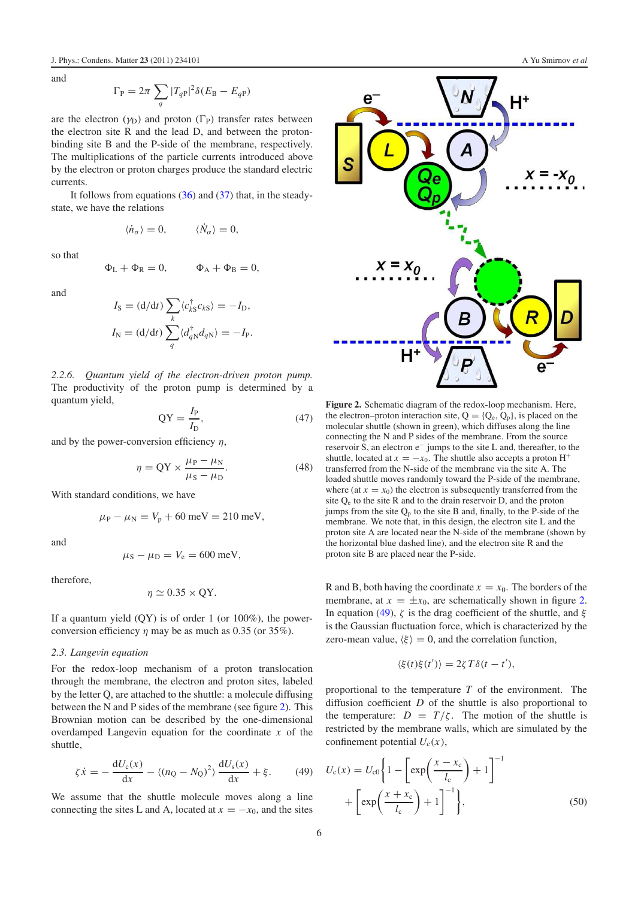and

$$\Gamma_P = 2\pi \sum_q |T_{qP}|^2 \delta(E_B - E_{qP})$$

are the electron ($\gamma_D$) and proton ($\Gamma_P$) transfer rates between the electron site R and the lead D, and between the proton-binding site B and the P-side of the membrane, respectively. The multiplications of the particle currents introduced above by the electron or proton charges produce the standard electric currents.

It follows from equations (36) and (37) that, in the steady-state, we have the relations

$$\langle \dot{n}_\sigma \rangle = 0, \qquad \langle \dot{N}_\alpha \rangle = 0,$$

so that

$$\Phi_L + \Phi_R = 0, \qquad \Phi_A + \Phi_B = 0,$$

and

$$I_S = (d/dt) \sum_k \langle c_{kS}^\dagger c_{kS} \rangle = -I_D,$$

$$I_N = (d/dt) \sum_q \langle d_{qN}^\dagger d_{qN} \rangle = -I_P.$$

*2.2.6. Quantum yield of the electron-driven proton pump.* The productivity of the proton pump is determined by a quantum yield,

$$\mathrm{QY} = \frac{I_P}{I_D}, \tag{47}$$

and by the power-conversion efficiency $\eta$,

$$\eta = \mathrm{QY} \times \frac{\mu_P - \mu_N}{\mu_S - \mu_D}. \tag{48}$$

With standard conditions, we have

$$\mu_P - \mu_N = V_p + 60 \text{ meV} = 210 \text{ meV},$$

and

$$\mu_S - \mu_D = V_e = 600 \text{ meV},$$

therefore,

$$\eta \simeq 0.35 \times \mathrm{QY}.$$

If a quantum yield (QY) is of order 1 (or 100%), the power-conversion efficiency $\eta$ may be as much as 0.35 (or 35%).

### 2.3. Langevin equation

For the redox-loop mechanism of a proton translocation through the membrane, the electron and proton sites, labeled by the letter Q, are attached to the shuttle: a molecule diffusing between the N and P sides of the membrane (see figure 2). This Brownian motion can be described by the one-dimensional overdamped Langevin equation for the coordinate $x$ of the shuttle,

$$\zeta \dot{x} = -\frac{dU_c(x)}{dx} - \langle (n_Q - N_Q)^2 \rangle \frac{dU_s(x)}{dx} + \xi. \tag{49}$$

We assume that the shuttle molecule moves along a line connecting the sites L and A, located at $x = -x_0$, and the sites R and B, both having the coordinate $x = x_0$. The borders of the membrane, at $x = \pm x_0$, are schematically shown in figure 2. In equation (49), $\zeta$ is the drag coefficient of the shuttle, and $\xi$ is the Gaussian fluctuation force, which is characterized by the zero-mean value, $\langle \xi \rangle = 0$, and the correlation function,

$$\langle \xi(t)\xi(t') \rangle = 2\zeta T \delta(t - t'),$$

proportional to the temperature $T$ of the environment. The diffusion coefficient $D$ of the shuttle is also proportional to the temperature: $D = T/\zeta$. The motion of the shuttle is restricted by the membrane walls, which are simulated by the confinement potential $U_c(x)$,

$$U_c(x) = U_{c0}\left\{1 - \left[\exp\left(\frac{x - x_c}{l_c}\right) + 1\right]^{-1} + \left[\exp\left(\frac{x + x_c}{l_c}\right) + 1\right]^{-1}\right\}, \tag{50}$$

**Figure 2.** Schematic diagram of the redox-loop mechanism. Here, the electron–proton interaction site, $Q = \{Q_e, Q_p\}$, is placed on the molecular shuttle (shown in green), which diffuses along the line connecting the N and P sides of the membrane. From the source reservoir S, an electron $e^-$ jumps to the site L and, thereafter, to the shuttle, located at $x = -x_0$. The shuttle also accepts a proton $H^+$ transferred from the N-side of the membrane via the site A. The loaded shuttle moves randomly toward the P-side of the membrane, where (at $x = x_0$) the electron is subsequently transferred from the site $Q_e$ to the site R and to the drain reservoir D, and the proton jumps from the site $Q_p$ to the site B and, finally, to the P-side of the membrane. We note that, in this design, the electron site L and the proton site A are located near the N-side of the membrane (shown by the horizontal blue dashed line), and the electron site R and the proton site B are placed near the P-side.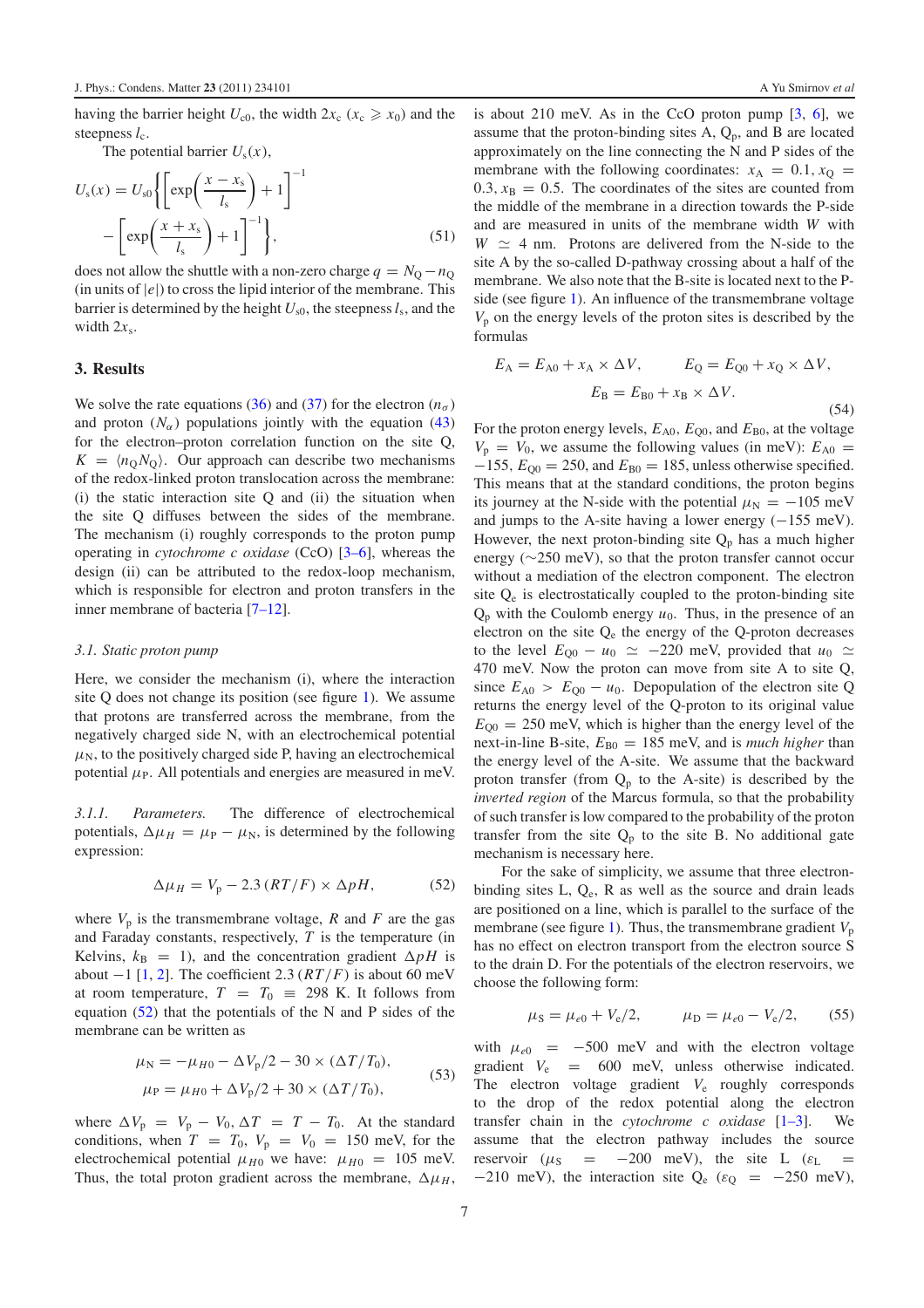having the barrier height $U_{c0}$, the width $2x_c$ ($x_c \geqslant x_0$) and the steepness $l_c$.

The potential barrier $U_s(x)$,

$$U_s(x) = U_{s0}\left\{\left[\exp\left(\frac{x - x_s}{l_s}\right) + 1\right]^{-1} - \left[\exp\left(\frac{x + x_s}{l_s}\right) + 1\right]^{-1}\right\}, \qquad (51)$$

does not allow the shuttle with a non-zero charge $q = N_Q - n_Q$ (in units of $|e|$) to cross the lipid interior of the membrane. This barrier is determined by the height $U_{s0}$, the steepness $l_s$, and the width $2x_s$.

## 3. Results

We solve the rate equations (36) and (37) for the electron ($n_\sigma$) and proton ($N_\alpha$) populations jointly with the equation (43) for the electron–proton correlation function on the site Q, $K = \langle n_Q N_Q \rangle$. Our approach can describe two mechanisms of the redox-linked proton translocation across the membrane: (i) the static interaction site Q and (ii) the situation when the site Q diffuses between the sides of the membrane. The mechanism (i) roughly corresponds to the proton pump operating in *cytochrome c oxidase* (CcO) [3–6], whereas the design (ii) can be attributed to the redox-loop mechanism, which is responsible for electron and proton transfers in the inner membrane of bacteria [7–12].

### 3.1. Static proton pump

Here, we consider the mechanism (i), where the interaction site Q does not change its position (see figure 1). We assume that protons are transferred across the membrane, from the negatively charged side N, with an electrochemical potential $\mu_N$, to the positively charged side P, having an electrochemical potential $\mu_P$. All potentials and energies are measured in meV.

*3.1.1. Parameters.* The difference of electrochemical potentials, $\Delta\mu_H = \mu_P - \mu_N$, is determined by the following expression:

$$\Delta\mu_H = V_p - 2.3\,(RT/F) \times \Delta pH, \qquad (52)$$

where $V_p$ is the transmembrane voltage, $R$ and $F$ are the gas and Faraday constants, respectively, $T$ is the temperature (in Kelvins, $k_B = 1$), and the concentration gradient $\Delta pH$ is about $-1$ [1, 2]. The coefficient $2.3\,(RT/F)$ is about 60 meV at room temperature, $T = T_0 \equiv 298$ K. It follows from equation (52) that the potentials of the N and P sides of the membrane can be written as

$$\mu_N = -\mu_{H0} - \Delta V_p/2 - 30 \times (\Delta T/T_0),$$
$$\mu_P = \mu_{H0} + \Delta V_p/2 + 30 \times (\Delta T/T_0), \qquad (53)$$

where $\Delta V_p = V_p - V_0$, $\Delta T = T - T_0$. At the standard conditions, when $T = T_0$, $V_p = V_0 = 150$ meV, for the electrochemical potential $\mu_{H0}$ we have: $\mu_{H0} = 105$ meV. Thus, the total proton gradient across the membrane, $\Delta\mu_H$, is about 210 meV. As in the CcO proton pump [3, 6], we assume that the proton-binding sites A, $Q_p$, and B are located approximately on the line connecting the N and P sides of the membrane with the following coordinates: $x_A = 0.1$, $x_Q = 0.3$, $x_B = 0.5$. The coordinates of the sites are counted from the middle of the membrane in a direction towards the P-side and are measured in units of the membrane width $W$ with $W \simeq 4$ nm. Protons are delivered from the N-side to the site A by the so-called D-pathway crossing about a half of the membrane. We also note that the B-site is located next to the P-side (see figure 1). An influence of the transmembrane voltage $V_p$ on the energy levels of the proton sites is described by the formulas

$$E_A = E_{A0} + x_A \times \Delta V, \qquad E_Q = E_{Q0} + x_Q \times \Delta V,$$
$$E_B = E_{B0} + x_B \times \Delta V. \qquad (54)$$

For the proton energy levels, $E_{A0}$, $E_{Q0}$, and $E_{B0}$, at the voltage $V_p = V_0$, we assume the following values (in meV): $E_{A0} = -155$, $E_{Q0} = 250$, and $E_{B0} = 185$, unless otherwise specified. This means that at the standard conditions, the proton begins its journey at the N-side with the potential $\mu_N = -105$ meV and jumps to the A-site having a lower energy ($-155$ meV). However, the next proton-binding site $Q_p$ has a much higher energy ($\sim$250 meV), so that the proton transfer cannot occur without a mediation of the electron component. The electron site $Q_e$ is electrostatically coupled to the proton-binding site $Q_p$ with the Coulomb energy $u_0$. Thus, in the presence of an electron on the site $Q_e$ the energy of the Q-proton decreases to the level $E_{Q0} - u_0 \simeq -220$ meV, provided that $u_0 \simeq 470$ meV. Now the proton can move from site A to site Q, since $E_{A0} > E_{Q0} - u_0$. Depopulation of the electron site Q returns the energy level of the Q-proton to its original value $E_{Q0} = 250$ meV, which is higher than the energy level of the next-in-line B-site, $E_{B0} = 185$ meV, and is *much higher* than the energy level of the A-site. We assume that the backward proton transfer (from $Q_p$ to the A-site) is described by the *inverted region* of the Marcus formula, so that the probability of such transfer is low compared to the probability of the proton transfer from the site $Q_p$ to the site B. No additional gate mechanism is necessary here.

For the sake of simplicity, we assume that three electron-binding sites L, $Q_e$, R as well as the source and drain leads are positioned on a line, which is parallel to the surface of the membrane (see figure 1). Thus, the transmembrane gradient $V_p$ has no effect on electron transport from the electron source S to the drain D. For the potentials of the electron reservoirs, we choose the following form:

$$\mu_S = \mu_{e0} + V_e/2, \qquad \mu_D = \mu_{e0} - V_e/2, \qquad (55)$$

with $\mu_{e0} = -500$ meV and with the electron voltage gradient $V_e = 600$ meV, unless otherwise indicated. The electron voltage gradient $V_e$ roughly corresponds to the drop of the redox potential along the electron transfer chain in the *cytochrome c oxidase* [1–3]. We assume that the electron pathway includes the source reservoir ($\mu_S = -200$ meV), the site L ($\varepsilon_L = -210$ meV), the interaction site $Q_e$ ($\varepsilon_Q = -250$ meV),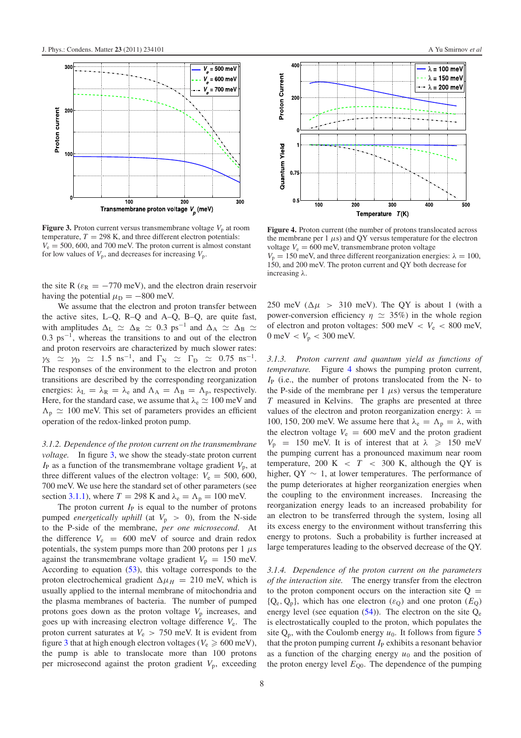Figure 3. Proton current versus transmembrane voltage $V_p$ at room temperature, $T = 298$ K, and three different electron potentials: $V_e = 500$, 600, and 700 meV. The proton current is almost constant for low values of $V_p$, and decreases for increasing $V_p$.

Figure 4. Proton current (the number of protons translocated across the membrane per 1 $\mu$s) and QY versus temperature for the electron voltage $V_e = 600$ meV, transmembrane proton voltage $V_p = 150$ meV, and three different reorganization energies: $\lambda = 100$, 150, and 200 meV. The proton current and QY both decrease for increasing $\lambda$.

the site R ($\varepsilon_R = -770$ meV), and the electron drain reservoir having the potential $\mu_D = -800$ meV.

We assume that the electron and proton transfer between the active sites, L–Q, R–Q and A–Q, B–Q, are quite fast, with amplitudes $\Delta_L \simeq \Delta_R \simeq 0.3$ ps$^{-1}$ and $\Delta_A \simeq \Delta_B \simeq 0.3$ ps$^{-1}$, whereas the transitions to and out of the electron and proton reservoirs are characterized by much slower rates: $\gamma_S \simeq \gamma_D \simeq 1.5$ ns$^{-1}$, and $\Gamma_N \simeq \Gamma_D \simeq 0.75$ ns$^{-1}$. The responses of the environment to the electron and proton transitions are described by the corresponding reorganization energies: $\lambda_L = \lambda_R = \lambda_e$ and $\Lambda_A = \Lambda_B = \Lambda_p$, respectively. Here, for the standard case, we assume that $\lambda_e \simeq 100$ meV and $\Lambda_p \simeq 100$ meV. This set of parameters provides an efficient operation of the redox-linked proton pump.

*3.1.2. Dependence of the proton current on the transmembrane voltage.* In figure 3, we show the steady-state proton current $I_P$ as a function of the transmembrane voltage gradient $V_p$, at three different values of the electron voltage: $V_e = 500$, 600, 700 meV. We use here the standard set of other parameters (see section 3.1.1), where $T = 298$ K and $\lambda_e = \Lambda_p = 100$ meV.

The proton current $I_P$ is equal to the number of protons pumped *energetically uphill* (at $V_p > 0$), from the N-side to the P-side of the membrane, *per one microsecond*. At the difference $V_e = 600$ meV of source and drain redox potentials, the system pumps more than 200 protons per 1 $\mu$s against the transmembrane voltage gradient $V_p = 150$ meV. According to equation (53), this voltage corresponds to the proton electrochemical gradient $\Delta\mu_H = 210$ meV, which is usually applied to the internal membrane of mitochondria and the plasma membranes of bacteria. The number of pumped protons goes down as the proton voltage $V_p$ increases, and goes up with increasing electron voltage difference $V_e$. The proton current saturates at $V_e > 750$ meV. It is evident from figure 3 that at high enough electron voltages ($V_e \geqslant 600$ meV), the pump is able to translocate more than 100 protons per microsecond against the proton gradient $V_p$, exceeding 250 meV ($\Delta\mu > 310$ meV). The QY is about 1 (with a power-conversion efficiency $\eta \simeq 35\%$) in the whole region of electron and proton voltages: 500 meV $< V_e <$ 800 meV, 0 meV $< V_p <$ 300 meV.

*3.1.3. Proton current and quantum yield as functions of temperature.* Figure 4 shows the pumping proton current, $I_P$ (i.e., the number of protons translocated from the N- to the P-side of the membrane per 1 $\mu$s) versus the temperature $T$ measured in Kelvins. The graphs are presented at three values of the electron and proton reorganization energy: $\lambda = 100$, 150, 200 meV. We assume here that $\lambda_e = \Lambda_p = \lambda$, with the electron voltage $V_e = 600$ meV and the proton gradient $V_p = 150$ meV. It is of interest that at $\lambda \geqslant 150$ meV the pumping current has a pronounced maximum near room temperature, 200 K $< T <$ 300 K, although the QY is higher, QY $\sim 1$, at lower temperatures. The performance of the pump deteriorates at higher reorganization energies when the coupling to the environment increases. Increasing the reorganization energy leads to an increased probability for an electron to be transferred through the system, losing all its excess energy to the environment without transferring this energy to protons. Such a probability is further increased at large temperatures leading to the observed decrease of the QY.

*3.1.4. Dependence of the proton current on the parameters of the interaction site.* The energy transfer from the electron to the proton component occurs on the interaction site Q = {Q$_e$, Q$_p$}, which has one electron ($\varepsilon_Q$) and one proton ($E_Q$) energy level (see equation (54)). The electron on the site Q$_e$ is electrostatically coupled to the proton, which populates the site Q$_p$, with the Coulomb energy $u_0$. It follows from figure 5 that the proton pumping current $I_P$ exhibits a resonant behavior as a function of the charging energy $u_0$ and the position of the proton energy level $E_{Q0}$. The dependence of the pumping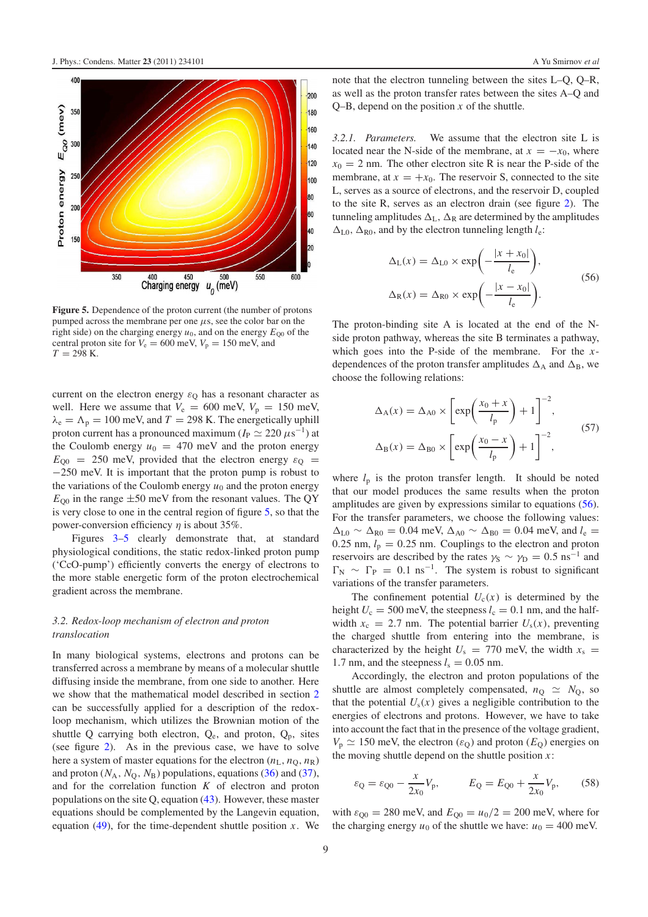**Figure 5.** Dependence of the proton current (the number of protons pumped across the membrane per one $\mu$s, see the color bar on the right side) on the charging energy $u_0$, and on the energy $E_{Q0}$ of the central proton site for $V_e = 600$ meV, $V_p = 150$ meV, and $T = 298$ K.

current on the electron energy $\varepsilon_Q$ has a resonant character as well. Here we assume that $V_e = 600$ meV, $V_p = 150$ meV, $\lambda_e = \Lambda_p = 100$ meV, and $T = 298$ K. The energetically uphill proton current has a pronounced maximum ($I_P \simeq 220\ \mu s^{-1}$) at the Coulomb energy $u_0 = 470$ meV and the proton energy $E_{Q0} = 250$ meV, provided that the electron energy $\varepsilon_Q = -250$ meV. It is important that the proton pump is robust to the variations of the Coulomb energy $u_0$ and the proton energy $E_{Q0}$ in the range $\pm 50$ meV from the resonant values. The QY is very close to one in the central region of figure 5, so that the power-conversion efficiency $\eta$ is about 35%.

Figures 3–5 clearly demonstrate that, at standard physiological conditions, the static redox-linked proton pump ('CcO-pump') efficiently converts the energy of electrons to the more stable energetic form of the proton electrochemical gradient across the membrane.

### 3.2. Redox-loop mechanism of electron and proton translocation

In many biological systems, electrons and protons can be transferred across a membrane by means of a molecular shuttle diffusing inside the membrane, from one side to another. Here we show that the mathematical model described in section 2 can be successfully applied for a description of the redox-loop mechanism, which utilizes the Brownian motion of the shuttle Q carrying both electron, $Q_e$, and proton, $Q_p$, sites (see figure 2). As in the previous case, we have to solve here a system of master equations for the electron ($n_L, n_Q, n_R$) and proton ($N_A, N_Q, N_B$) populations, equations (36) and (37), and for the correlation function $K$ of electron and proton populations on the site Q, equation (43). However, these master equations should be complemented by the Langevin equation, equation (49), for the time-dependent shuttle position $x$. We note that the electron tunneling between the sites L–Q, Q–R, as well as the proton transfer rates between the sites A–Q and Q–B, depend on the position $x$ of the shuttle.

#### 3.2.1. Parameters.

We assume that the electron site L is located near the N-side of the membrane, at $x = -x_0$, where $x_0 = 2$ nm. The other electron site R is near the P-side of the membrane, at $x = +x_0$. The reservoir S, connected to the site L, serves as a source of electrons, and the reservoir D, coupled to the site R, serves as an electron drain (see figure 2). The tunneling amplitudes $\Delta_L$, $\Delta_R$ are determined by the amplitudes $\Delta_{L0}$, $\Delta_{R0}$, and by the electron tunneling length $l_e$:

$$\Delta_L(x) = \Delta_{L0} \times \exp\left(-\frac{|x + x_0|}{l_e}\right),$$
$$\Delta_R(x) = \Delta_{R0} \times \exp\left(-\frac{|x - x_0|}{l_e}\right). \tag{56}$$

The proton-binding site A is located at the end of the N-side proton pathway, whereas the site B terminates a pathway, which goes into the P-side of the membrane. For the $x$-dependences of the proton transfer amplitudes $\Delta_A$ and $\Delta_B$, we choose the following relations:

$$\Delta_A(x) = \Delta_{A0} \times \left[\exp\left(\frac{x_0 + x}{l_p}\right) + 1\right]^{-2},$$
$$\Delta_B(x) = \Delta_{B0} \times \left[\exp\left(\frac{x_0 - x}{l_p}\right) + 1\right]^{-2}, \tag{57}$$

where $l_p$ is the proton transfer length. It should be noted that our model produces the same results when the proton amplitudes are given by expressions similar to equations (56). For the transfer parameters, we choose the following values: $\Delta_{L0} \sim \Delta_{R0} = 0.04$ meV, $\Delta_{A0} \sim \Delta_{B0} = 0.04$ meV, and $l_e = 0.25$ nm, $l_p = 0.25$ nm. Couplings to the electron and proton reservoirs are described by the rates $\gamma_S \sim \gamma_D = 0.5\ \text{ns}^{-1}$ and $\Gamma_N \sim \Gamma_P = 0.1\ \text{ns}^{-1}$. The system is robust to significant variations of the transfer parameters.

The confinement potential $U_c(x)$ is determined by the height $U_c = 500$ meV, the steepness $l_c = 0.1$ nm, and the half-width $x_c = 2.7$ nm. The potential barrier $U_s(x)$, preventing the charged shuttle from entering into the membrane, is characterized by the height $U_s = 770$ meV, the width $x_s = 1.7$ nm, and the steepness $l_s = 0.05$ nm.

Accordingly, the electron and proton populations of the shuttle are almost completely compensated, $n_Q \simeq N_Q$, so that the potential $U_s(x)$ gives a negligible contribution to the energies of electrons and protons. However, we have to take into account the fact that in the presence of the voltage gradient, $V_p \simeq 150$ meV, the electron ($\varepsilon_Q$) and proton ($E_Q$) energies on the moving shuttle depend on the shuttle position $x$:

$$\varepsilon_Q = \varepsilon_{Q0} - \frac{x}{2x_0}V_p, \qquad E_Q = E_{Q0} + \frac{x}{2x_0}V_p, \tag{58}$$

with $\varepsilon_{Q0} = 280$ meV, and $E_{Q0} = u_0/2 = 200$ meV, where for the charging energy $u_0$ of the shuttle we have: $u_0 = 400$ meV.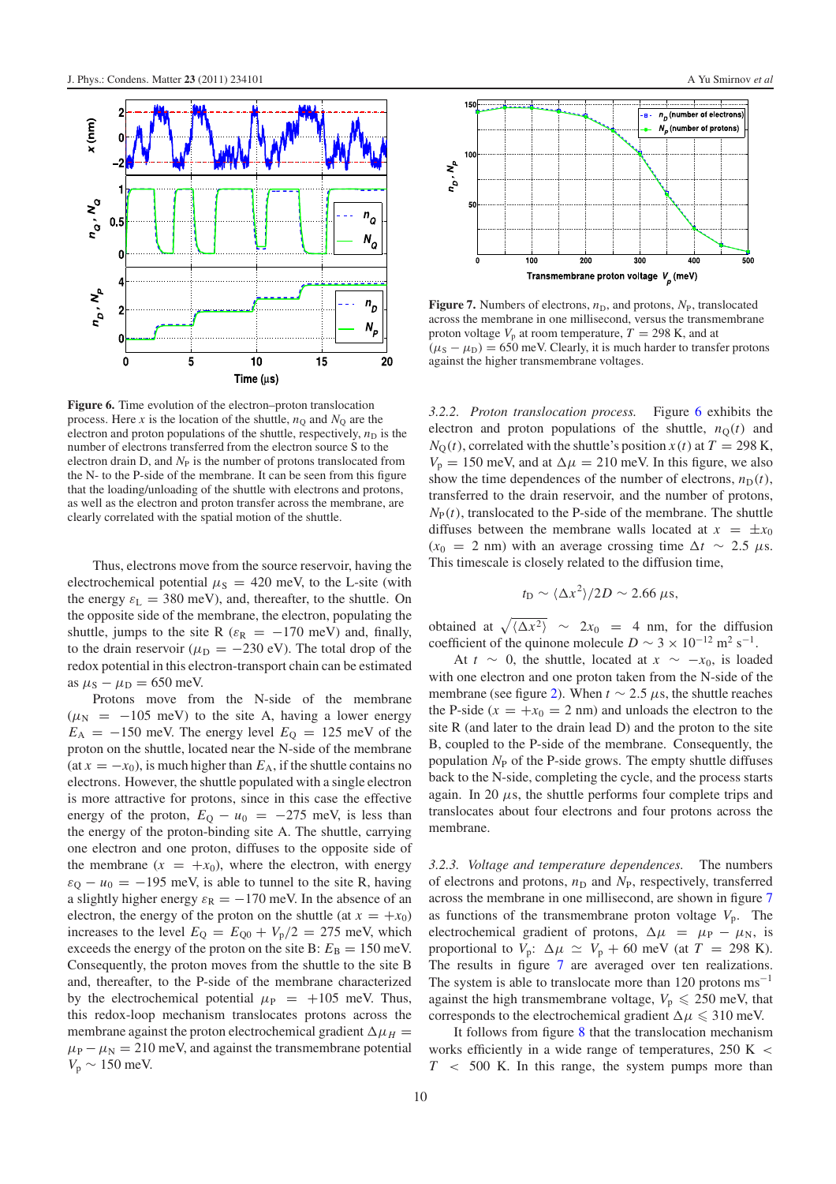**Figure 6.** Time evolution of the electron–proton translocation process. Here $x$ is the location of the shuttle, $n_Q$ and $N_Q$ are the electron and proton populations of the shuttle, respectively, $n_D$ is the number of electrons transferred from the electron source S to the electron drain D, and $N_P$ is the number of protons translocated from the N- to the P-side of the membrane. It can be seen from this figure that the loading/unloading of the shuttle with electrons and protons, as well as the electron and proton transfer across the membrane, are clearly correlated with the spatial motion of the shuttle.

Thus, electrons move from the source reservoir, having the electrochemical potential $\mu_S = 420$ meV, to the L-site (with the energy $\varepsilon_L = 380$ meV), and, thereafter, to the shuttle. On the opposite side of the membrane, the electron, populating the shuttle, jumps to the site R ($\varepsilon_R = -170$ meV) and, finally, to the drain reservoir ($\mu_D = -230$ eV). The total drop of the redox potential in this electron-transport chain can be estimated as $\mu_S - \mu_D = 650$ meV.

Protons move from the N-side of the membrane ($\mu_N = -105$ meV) to the site A, having a lower energy $E_A = -150$ meV. The energy level $E_Q = 125$ meV of the proton on the shuttle, located near the N-side of the membrane (at $x = -x_0$), is much higher than $E_A$, if the shuttle contains no electrons. However, the shuttle populated with a single electron is more attractive for protons, since in this case the effective energy of the proton, $E_Q - u_0 = -275$ meV, is less than the energy of the proton-binding site A. The shuttle, carrying one electron and one proton, diffuses to the opposite side of the membrane ($x = +x_0$), where the electron, with energy $\varepsilon_Q - u_0 = -195$ meV, is able to tunnel to the site R, having a slightly higher energy $\varepsilon_R = -170$ meV. In the absence of an electron, the energy of the proton on the shuttle (at $x = +x_0$) increases to the level $E_Q = E_{Q0} + V_p/2 = 275$ meV, which exceeds the energy of the proton on the site B: $E_B = 150$ meV. Consequently, the proton moves from the shuttle to the site B and, thereafter, to the P-side of the membrane characterized by the electrochemical potential $\mu_P = +105$ meV. Thus, this redox-loop mechanism translocates protons across the membrane against the proton electrochemical gradient $\Delta\mu_H = \mu_P - \mu_N = 210$ meV, and against the transmembrane potential $V_p \sim 150$ meV.

**Figure 7.** Numbers of electrons, $n_D$, and protons, $N_P$, translocated across the membrane in one millisecond, versus the transmembrane proton voltage $V_p$ at room temperature, $T = 298$ K, and at $(\mu_S - \mu_D) = 650$ meV. Clearly, it is much harder to transfer protons against the higher transmembrane voltages.

*3.2.2. Proton translocation process.* Figure 6 exhibits the electron and proton populations of the shuttle, $n_Q(t)$ and $N_Q(t)$, correlated with the shuttle's position $x(t)$ at $T = 298$ K, $V_p = 150$ meV, and at $\Delta\mu = 210$ meV. In this figure, we also show the time dependences of the number of electrons, $n_D(t)$, transferred to the drain reservoir, and the number of protons, $N_P(t)$, translocated to the P-side of the membrane. The shuttle diffuses between the membrane walls located at $x = \pm x_0$ ($x_0 = 2$ nm) with an average crossing time $\Delta t \sim 2.5$ $\mu$s. This timescale is closely related to the diffusion time,

$$t_D \sim \langle \Delta x^2 \rangle / 2D \sim 2.66\ \mu\text{s},$$

obtained at $\sqrt{\langle \Delta x^2 \rangle} \sim 2x_0 = 4$ nm, for the diffusion coefficient of the quinone molecule $D \sim 3 \times 10^{-12}$ m$^2$ s$^{-1}$.

At $t \sim 0$, the shuttle, located at $x \sim -x_0$, is loaded with one electron and one proton taken from the N-side of the membrane (see figure 2). When $t \sim 2.5$ $\mu$s, the shuttle reaches the P-side ($x = +x_0 = 2$ nm) and unloads the electron to the site R (and later to the drain lead D) and the proton to the site B, coupled to the P-side of the membrane. Consequently, the population $N_P$ of the P-side grows. The empty shuttle diffuses back to the N-side, completing the cycle, and the process starts again. In 20 $\mu$s, the shuttle performs four complete trips and translocates about four electrons and four protons across the membrane.

*3.2.3. Voltage and temperature dependences.* The numbers of electrons and protons, $n_D$ and $N_P$, respectively, transferred across the membrane in one millisecond, are shown in figure 7 as functions of the transmembrane proton voltage $V_p$. The electrochemical gradient of protons, $\Delta\mu = \mu_P - \mu_N$, is proportional to $V_p$: $\Delta\mu \simeq V_p + 60$ meV (at $T = 298$ K). The results in figure 7 are averaged over ten realizations. The system is able to translocate more than 120 protons ms$^{-1}$ against the high transmembrane voltage, $V_p \leqslant 250$ meV, that corresponds to the electrochemical gradient $\Delta\mu \leqslant 310$ meV.

It follows from figure 8 that the translocation mechanism works efficiently in a wide range of temperatures, 250 K $< T <$ 500 K. In this range, the system pumps more than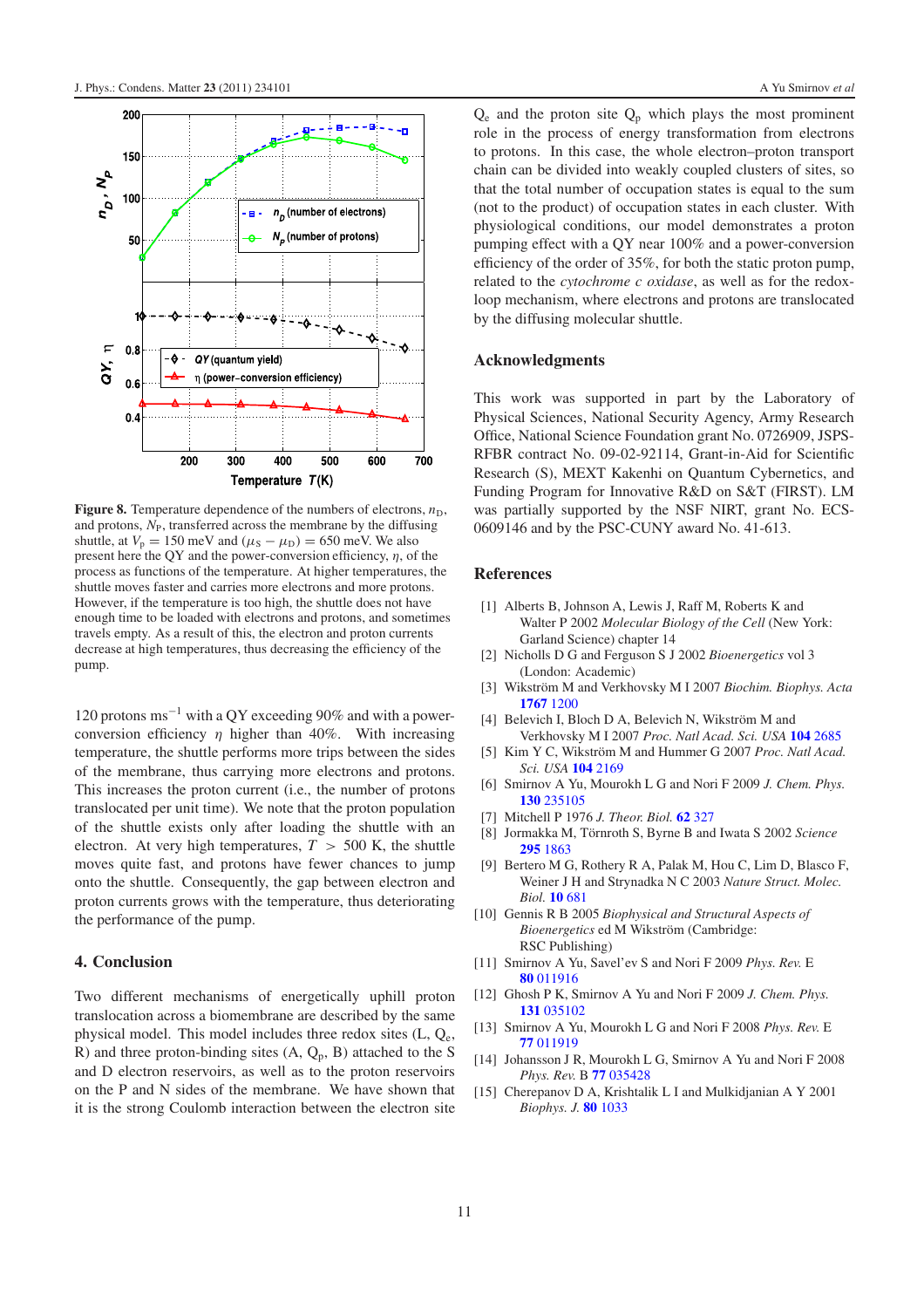200
150
100
50
$n_D$, $N_P$
$n_D$ (number of electrons)
$N_p$ (number of protons)
1
0.8
0.6
0.4
QY, η
QY (quantum yield)
η (power-conversion efficiency)
200
300
400
500
600
700
Temperature $T$(K)

**Figure 8.** Temperature dependence of the numbers of electrons, $n_{\rm D}$, and protons, $N_{\rm P}$, transferred across the membrane by the diffusing shuttle, at $V_{\rm p} = 150$ meV and $(\mu_{\rm S} - \mu_{\rm D}) = 650$ meV. We also present here the QY and the power-conversion efficiency, $\eta$, of the process as functions of the temperature. At higher temperatures, the shuttle moves faster and carries more electrons and more protons. However, if the temperature is too high, the shuttle does not have enough time to be loaded with electrons and protons, and sometimes travels empty. As a result of this, the electron and proton currents decrease at high temperatures, thus decreasing the efficiency of the pump.

120 protons $\text{ms}^{-1}$ with a QY exceeding 90% and with a power-conversion efficiency $\eta$ higher than 40%. With increasing temperature, the shuttle performs more trips between the sides of the membrane, thus carrying more electrons and protons. This increases the proton current (i.e., the number of protons translocated per unit time). We note that the proton population of the shuttle exists only after loading the shuttle with an electron. At very high temperatures, $T > 500$ K, the shuttle moves quite fast, and protons have fewer chances to jump onto the shuttle. Consequently, the gap between electron and proton currents grows with the temperature, thus deteriorating the performance of the pump.

## 4. Conclusion

Two different mechanisms of energetically uphill proton translocation across a biomembrane are described by the same physical model. This model includes three redox sites (L, $Q_e$, R) and three proton-binding sites (A, $Q_p$, B) attached to the S and D electron reservoirs, as well as to the proton reservoirs on the P and N sides of the membrane. We have shown that it is the strong Coulomb interaction between the electron site $Q_e$ and the proton site $Q_p$ which plays the most prominent role in the process of energy transformation from electrons to protons. In this case, the whole electron–proton transport chain can be divided into weakly coupled clusters of sites, so that the total number of occupation states is equal to the sum (not to the product) of occupation states in each cluster. With physiological conditions, our model demonstrates a proton pumping effect with a QY near 100% and a power-conversion efficiency of the order of 35%, for both the static proton pump, related to the *cytochrome c oxidase*, as well as for the redox-loop mechanism, where electrons and protons are translocated by the diffusing molecular shuttle.

## Acknowledgments

This work was supported in part by the Laboratory of Physical Sciences, National Security Agency, Army Research Office, National Science Foundation grant No. 0726909, JSPS-RFBR contract No. 09-02-92114, Grant-in-Aid for Scientific Research (S), MEXT Kakenhi on Quantum Cybernetics, and Funding Program for Innovative R&D on S&T (FIRST). LM was partially supported by the NSF NIRT, grant No. ECS-0609146 and by the PSC-CUNY award No. 41-613.

## References

[1] Alberts B, Johnson A, Lewis J, Raff M, Roberts K and Walter P 2002 *Molecular Biology of the Cell* (New York: Garland Science) chapter 14

[2] Nicholls D G and Ferguson S J 2002 *Bioenergetics* vol 3 (London: Academic)

[3] Wikström M and Verkhovsky M I 2007 *Biochim. Biophys. Acta* **1767** 1200

[4] Belevich I, Bloch D A, Belevich N, Wikström M and Verkhovsky M I 2007 *Proc. Natl Acad. Sci. USA* **104** 2685

[5] Kim Y C, Wikström M and Hummer G 2007 *Proc. Natl Acad. Sci. USA* **104** 2169

[6] Smirnov A Yu, Mourokh L G and Nori F 2009 *J. Chem. Phys.* **130** 235105

[7] Mitchell P 1976 *J. Theor. Biol.* **62** 327

[8] Jormakka M, Törnroth S, Byrne B and Iwata S 2002 *Science* **295** 1863

[9] Bertero M G, Rothery R A, Palak M, Hou C, Lim D, Blasco F, Weiner J H and Strynadka N C 2003 *Nature Struct. Molec. Biol.* **10** 681

[10] Gennis R B 2005 *Biophysical and Structural Aspects of Bioenergetics* ed M Wikström (Cambridge: RSC Publishing)

[11] Smirnov A Yu, Savel'ev S and Nori F 2009 *Phys. Rev.* E **80** 011916

[12] Ghosh P K, Smirnov A Yu and Nori F 2009 *J. Chem. Phys.* **131** 035102

[13] Smirnov A Yu, Mourokh L G and Nori F 2008 *Phys. Rev.* E **77** 011919

[14] Johansson J R, Mourokh L G, Smirnov A Yu and Nori F 2008 *Phys. Rev.* B **77** 035428

[15] Cherepanov D A, Krishtalik L I and Mulkidjanian A Y 2001 *Biophys. J.* **80** 1033